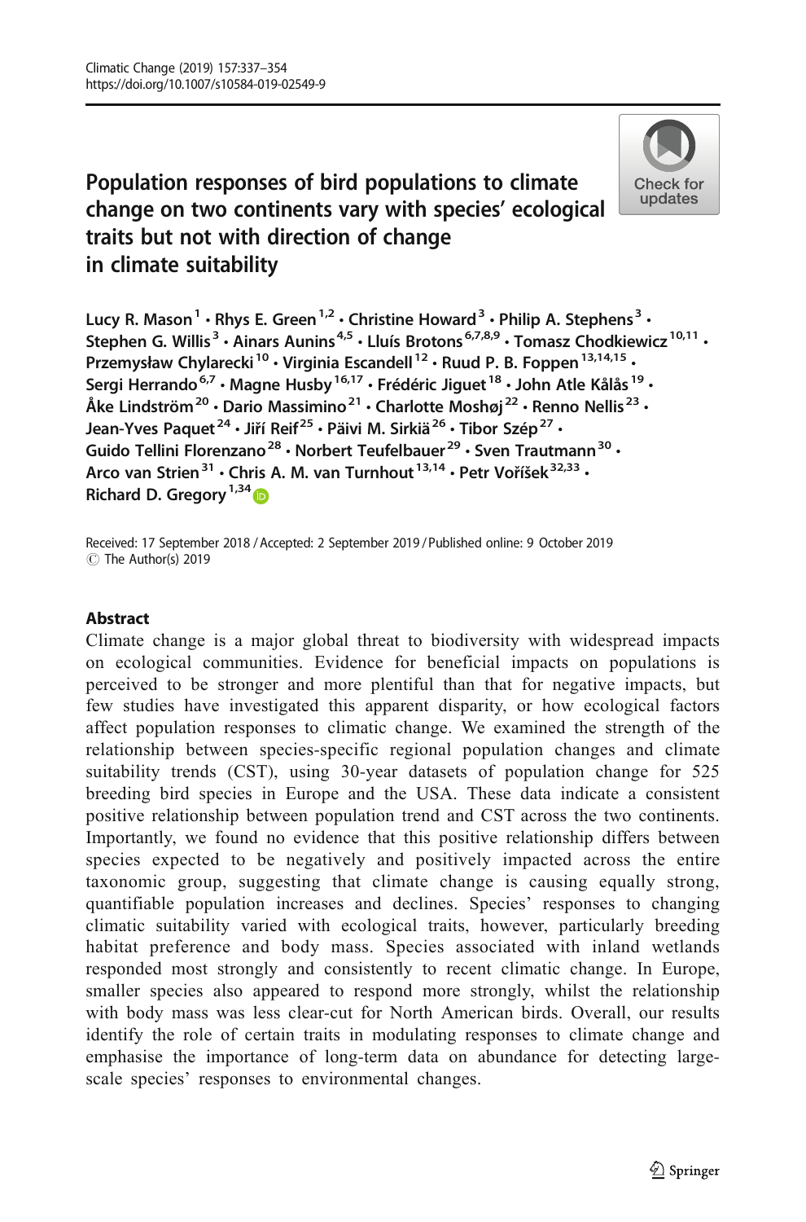# Population responses of bird populations to climate change on two continents vary with species' ecological traits but not with direction of change in climate suitability

**Lucy R. Mason[1] · Rhys E. Green[1,2] · Christine Howard[3] · Philip A. Stephens[3] · Stephen G. Willis[3] · Ainars Aunins[4,5] · Lluís Brotons[6,7,8,9] · Tomasz Chodkiewicz[10,11] · Przemysław Chylarecki[10] · Virginia Escandell[12] · Ruud P. B. Foppen[13,14,15] · Sergi Herrando[6,7] · Magne Husby[16,17] · Frédéric Jiguet[18] · John Atle Kålås[19] · Åke Lindström[20] · Dario Massimino[21] · Charlotte Moshøj[22] · Renno Nellis[23] · Jean-Yves Paquet[24] · Jiří Reif[25] · Päivi M. Sirkiä[26] · Tibor Szép[27] · Guido Tellini Florenzano[28] · Norbert Teufelbauer[29] · Sven Trautmann[30] · Arco van Strien[31] · Chris A. M. van Turnhout[13,14] · Petr Voříšek[32,33] · Richard D. Gregory[1,34]**

Received: 17 September 2018 / Accepted: 2 September 2019 / Published online: 9 October 2019
© The Author(s) 2019

## Abstract

Climate change is a major global threat to biodiversity with widespread impacts on ecological communities. Evidence for beneficial impacts on populations is perceived to be stronger and more plentiful than that for negative impacts, but few studies have investigated this apparent disparity, or how ecological factors affect population responses to climatic change. We examined the strength of the relationship between species-specific regional population changes and climate suitability trends (CST), using 30-year datasets of population change for 525 breeding bird species in Europe and the USA. These data indicate a consistent positive relationship between population trend and CST across the two continents. Importantly, we found no evidence that this positive relationship differs between species expected to be negatively and positively impacted across the entire taxonomic group, suggesting that climate change is causing equally strong, quantifiable population increases and declines. Species' responses to changing climatic suitability varied with ecological traits, however, particularly breeding habitat preference and body mass. Species associated with inland wetlands responded most strongly and consistently to recent climatic change. In Europe, smaller species also appeared to respond more strongly, whilst the relationship with body mass was less clear-cut for North American birds. Overall, our results identify the role of certain traits in modulating responses to climate change and emphasise the importance of long-term data on abundance for detecting large-scale species' responses to environmental changes.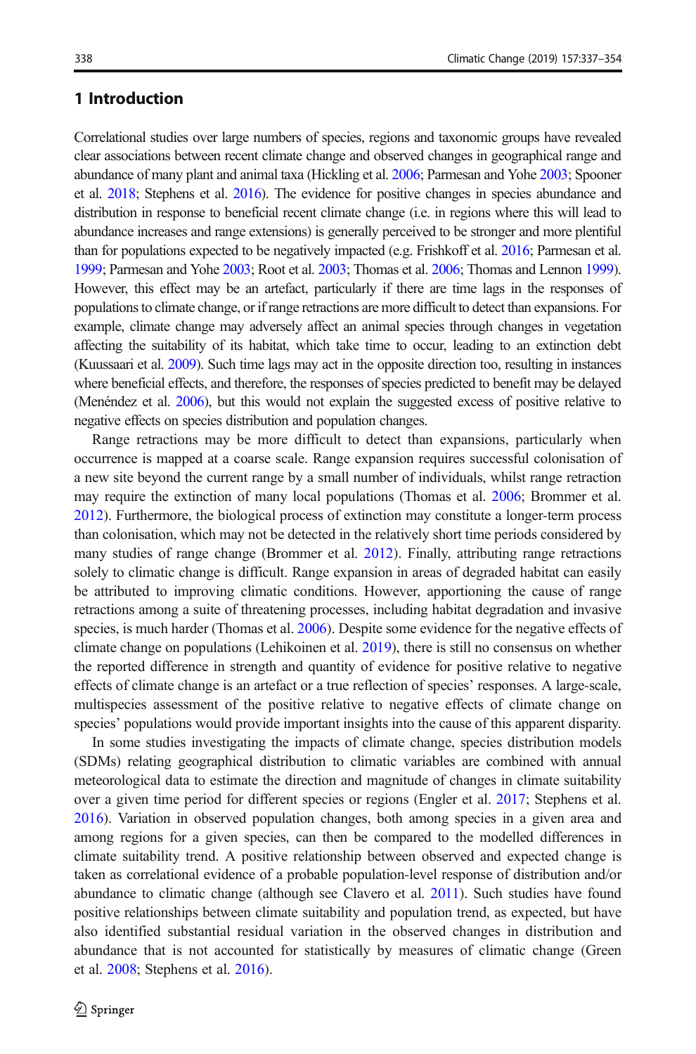## 1 Introduction

Correlational studies over large numbers of species, regions and taxonomic groups have revealed clear associations between recent climate change and observed changes in geographical range and abundance of many plant and animal taxa (Hickling et al. 2006; Parmesan and Yohe 2003; Spooner et al. 2018; Stephens et al. 2016). The evidence for positive changes in species abundance and distribution in response to beneficial recent climate change (i.e. in regions where this will lead to abundance increases and range extensions) is generally perceived to be stronger and more plentiful than for populations expected to be negatively impacted (e.g. Frishkoff et al. 2016; Parmesan et al. 1999; Parmesan and Yohe 2003; Root et al. 2003; Thomas et al. 2006; Thomas and Lennon 1999). However, this effect may be an artefact, particularly if there are time lags in the responses of populations to climate change, or if range retractions are more difficult to detect than expansions. For example, climate change may adversely affect an animal species through changes in vegetation affecting the suitability of its habitat, which take time to occur, leading to an extinction debt (Kuussaari et al. 2009). Such time lags may act in the opposite direction too, resulting in instances where beneficial effects, and therefore, the responses of species predicted to benefit may be delayed (Menéndez et al. 2006), but this would not explain the suggested excess of positive relative to negative effects on species distribution and population changes.

Range retractions may be more difficult to detect than expansions, particularly when occurrence is mapped at a coarse scale. Range expansion requires successful colonisation of a new site beyond the current range by a small number of individuals, whilst range retraction may require the extinction of many local populations (Thomas et al. 2006; Brommer et al. 2012). Furthermore, the biological process of extinction may constitute a longer-term process than colonisation, which may not be detected in the relatively short time periods considered by many studies of range change (Brommer et al. 2012). Finally, attributing range retractions solely to climatic change is difficult. Range expansion in areas of degraded habitat can easily be attributed to improving climatic conditions. However, apportioning the cause of range retractions among a suite of threatening processes, including habitat degradation and invasive species, is much harder (Thomas et al. 2006). Despite some evidence for the negative effects of climate change on populations (Lehikoinen et al. 2019), there is still no consensus on whether the reported difference in strength and quantity of evidence for positive relative to negative effects of climate change is an artefact or a true reflection of species' responses. A large-scale, multispecies assessment of the positive relative to negative effects of climate change on species' populations would provide important insights into the cause of this apparent disparity.

In some studies investigating the impacts of climate change, species distribution models (SDMs) relating geographical distribution to climatic variables are combined with annual meteorological data to estimate the direction and magnitude of changes in climate suitability over a given time period for different species or regions (Engler et al. 2017; Stephens et al. 2016). Variation in observed population changes, both among species in a given area and among regions for a given species, can then be compared to the modelled differences in climate suitability trend. A positive relationship between observed and expected change is taken as correlational evidence of a probable population-level response of distribution and/or abundance to climatic change (although see Clavero et al. 2011). Such studies have found positive relationships between climate suitability and population trend, as expected, but have also identified substantial residual variation in the observed changes in distribution and abundance that is not accounted for statistically by measures of climatic change (Green et al. 2008; Stephens et al. 2016).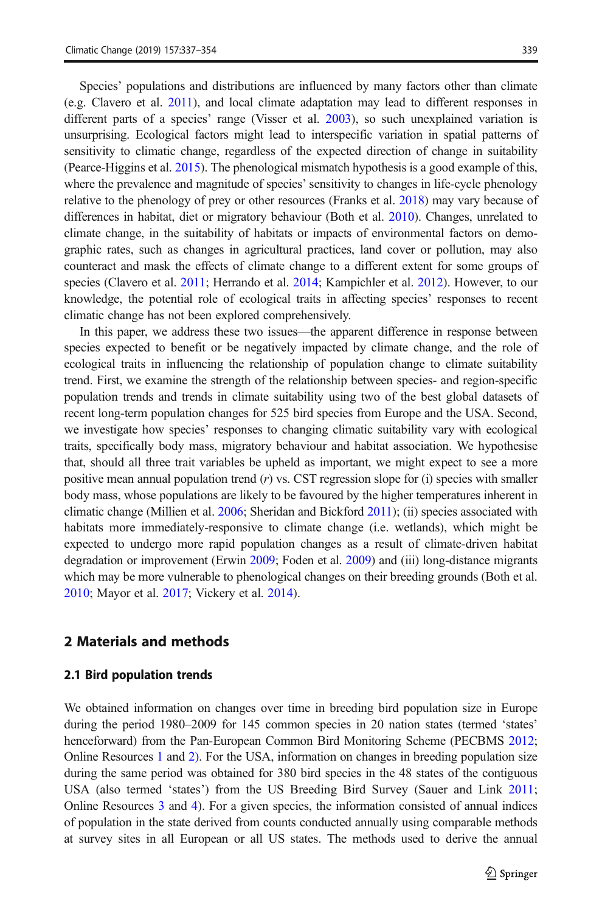Species' populations and distributions are influenced by many factors other than climate (e.g. Clavero et al. 2011), and local climate adaptation may lead to different responses in different parts of a species' range (Visser et al. 2003), so such unexplained variation is unsurprising. Ecological factors might lead to interspecific variation in spatial patterns of sensitivity to climatic change, regardless of the expected direction of change in suitability (Pearce-Higgins et al. 2015). The phenological mismatch hypothesis is a good example of this, where the prevalence and magnitude of species' sensitivity to changes in life-cycle phenology relative to the phenology of prey or other resources (Franks et al. 2018) may vary because of differences in habitat, diet or migratory behaviour (Both et al. 2010). Changes, unrelated to climate change, in the suitability of habitats or impacts of environmental factors on demographic rates, such as changes in agricultural practices, land cover or pollution, may also counteract and mask the effects of climate change to a different extent for some groups of species (Clavero et al. 2011; Herrando et al. 2014; Kampichler et al. 2012). However, to our knowledge, the potential role of ecological traits in affecting species' responses to recent climatic change has not been explored comprehensively.

In this paper, we address these two issues—the apparent difference in response between species expected to benefit or be negatively impacted by climate change, and the role of ecological traits in influencing the relationship of population change to climate suitability trend. First, we examine the strength of the relationship between species- and region-specific population trends and trends in climate suitability using two of the best global datasets of recent long-term population changes for 525 bird species from Europe and the USA. Second, we investigate how species' responses to changing climatic suitability vary with ecological traits, specifically body mass, migratory behaviour and habitat association. We hypothesise that, should all three trait variables be upheld as important, we might expect to see a more positive mean annual population trend (*r*) vs. CST regression slope for (i) species with smaller body mass, whose populations are likely to be favoured by the higher temperatures inherent in climatic change (Millien et al. 2006; Sheridan and Bickford 2011); (ii) species associated with habitats more immediately-responsive to climate change (i.e. wetlands), which might be expected to undergo more rapid population changes as a result of climate-driven habitat degradation or improvement (Erwin 2009; Foden et al. 2009) and (iii) long-distance migrants which may be more vulnerable to phenological changes on their breeding grounds (Both et al. 2010; Mayor et al. 2017; Vickery et al. 2014).

## 2 Materials and methods

### 2.1 Bird population trends

We obtained information on changes over time in breeding bird population size in Europe during the period 1980–2009 for 145 common species in 20 nation states (termed 'states' henceforward) from the Pan-European Common Bird Monitoring Scheme (PECBMS 2012; Online Resources 1 and 2). For the USA, information on changes in breeding population size during the same period was obtained for 380 bird species in the 48 states of the contiguous USA (also termed 'states') from the US Breeding Bird Survey (Sauer and Link 2011; Online Resources 3 and 4). For a given species, the information consisted of annual indices of population in the state derived from counts conducted annually using comparable methods at survey sites in all European or all US states. The methods used to derive the annual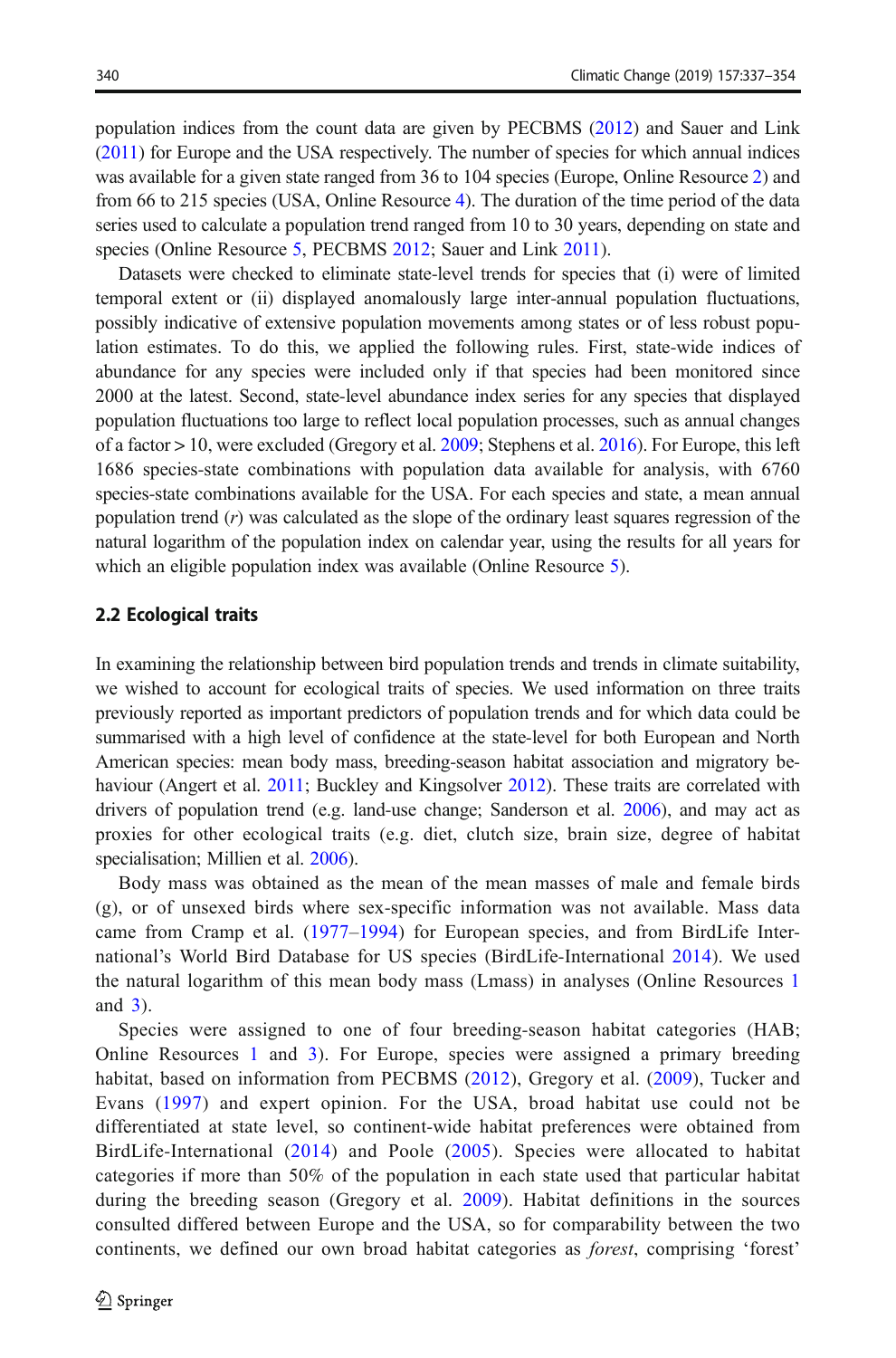population indices from the count data are given by PECBMS (2012) and Sauer and Link (2011) for Europe and the USA respectively. The number of species for which annual indices was available for a given state ranged from 36 to 104 species (Europe, Online Resource 2) and from 66 to 215 species (USA, Online Resource 4). The duration of the time period of the data series used to calculate a population trend ranged from 10 to 30 years, depending on state and species (Online Resource 5, PECBMS 2012; Sauer and Link 2011).

Datasets were checked to eliminate state-level trends for species that (i) were of limited temporal extent or (ii) displayed anomalously large inter-annual population fluctuations, possibly indicative of extensive population movements among states or of less robust population estimates. To do this, we applied the following rules. First, state-wide indices of abundance for any species were included only if that species had been monitored since 2000 at the latest. Second, state-level abundance index series for any species that displayed population fluctuations too large to reflect local population processes, such as annual changes of a factor > 10, were excluded (Gregory et al. 2009; Stephens et al. 2016). For Europe, this left 1686 species-state combinations with population data available for analysis, with 6760 species-state combinations available for the USA. For each species and state, a mean annual population trend ($r$) was calculated as the slope of the ordinary least squares regression of the natural logarithm of the population index on calendar year, using the results for all years for which an eligible population index was available (Online Resource 5).

### 2.2 Ecological traits

In examining the relationship between bird population trends and trends in climate suitability, we wished to account for ecological traits of species. We used information on three traits previously reported as important predictors of population trends and for which data could be summarised with a high level of confidence at the state-level for both European and North American species: mean body mass, breeding-season habitat association and migratory behaviour (Angert et al. 2011; Buckley and Kingsolver 2012). These traits are correlated with drivers of population trend (e.g. land-use change; Sanderson et al. 2006), and may act as proxies for other ecological traits (e.g. diet, clutch size, brain size, degree of habitat specialisation; Millien et al. 2006).

Body mass was obtained as the mean of the mean masses of male and female birds (g), or of unsexed birds where sex-specific information was not available. Mass data came from Cramp et al. (1977–1994) for European species, and from BirdLife International's World Bird Database for US species (BirdLife-International 2014). We used the natural logarithm of this mean body mass (Lmass) in analyses (Online Resources 1 and 3).

Species were assigned to one of four breeding-season habitat categories (HAB; Online Resources 1 and 3). For Europe, species were assigned a primary breeding habitat, based on information from PECBMS (2012), Gregory et al. (2009), Tucker and Evans (1997) and expert opinion. For the USA, broad habitat use could not be differentiated at state level, so continent-wide habitat preferences were obtained from BirdLife-International (2014) and Poole (2005). Species were allocated to habitat categories if more than 50% of the population in each state used that particular habitat during the breeding season (Gregory et al. 2009). Habitat definitions in the sources consulted differed between Europe and the USA, so for comparability between the two continents, we defined our own broad habitat categories as *forest*, comprising 'forest'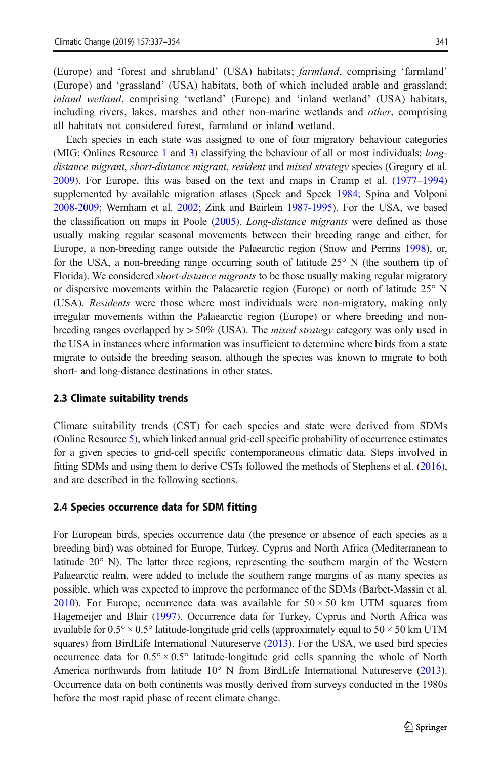(Europe) and 'forest and shrubland' (USA) habitats; *farmland*, comprising 'farmland' (Europe) and 'grassland' (USA) habitats, both of which included arable and grassland; *inland wetland*, comprising 'wetland' (Europe) and 'inland wetland' (USA) habitats, including rivers, lakes, marshes and other non-marine wetlands and *other*, comprising all habitats not considered forest, farmland or inland wetland.

Each species in each state was assigned to one of four migratory behaviour categories (MIG; Onlines Resource 1 and 3) classifying the behaviour of all or most individuals: *long-distance migrant*, *short-distance migrant*, *resident* and *mixed strategy* species (Gregory et al. 2009). For Europe, this was based on the text and maps in Cramp et al. (1977–1994) supplemented by available migration atlases (Speek and Speek 1984; Spina and Volponi 2008-2009; Wernham et al. 2002; Zink and Bairlein 1987-1995). For the USA, we based the classification on maps in Poole (2005). *Long-distance migrants* were defined as those usually making regular seasonal movements between their breeding range and either, for Europe, a non-breeding range outside the Palaearctic region (Snow and Perrins 1998), or, for the USA, a non-breeding range occurring south of latitude 25° N (the southern tip of Florida). We considered *short-distance migrants* to be those usually making regular migratory or dispersive movements within the Palaearctic region (Europe) or north of latitude 25° N (USA). *Residents* were those where most individuals were non-migratory, making only irregular movements within the Palaearctic region (Europe) or where breeding and non-breeding ranges overlapped by > 50% (USA). The *mixed strategy* category was only used in the USA in instances where information was insufficient to determine where birds from a state migrate to outside the breeding season, although the species was known to migrate to both short- and long-distance destinations in other states.

### 2.3 Climate suitability trends

Climate suitability trends (CST) for each species and state were derived from SDMs (Online Resource 5), which linked annual grid-cell specific probability of occurrence estimates for a given species to grid-cell specific contemporaneous climatic data. Steps involved in fitting SDMs and using them to derive CSTs followed the methods of Stephens et al. (2016), and are described in the following sections.

### 2.4 Species occurrence data for SDM fitting

For European birds, species occurrence data (the presence or absence of each species as a breeding bird) was obtained for Europe, Turkey, Cyprus and North Africa (Mediterranean to latitude 20° N). The latter three regions, representing the southern margin of the Western Palaearctic realm, were added to include the southern range margins of as many species as possible, which was expected to improve the performance of the SDMs (Barbet-Massin et al. 2010). For Europe, occurrence data was available for $50 \times 50$ km UTM squares from Hagemeijer and Blair (1997). Occurrence data for Turkey, Cyprus and North Africa was available for $0.5° \times 0.5°$ latitude-longitude grid cells (approximately equal to $50 \times 50$ km UTM squares) from BirdLife International Natureserve (2013). For the USA, we used bird species occurrence data for $0.5° \times 0.5°$ latitude-longitude grid cells spanning the whole of North America northwards from latitude 10° N from BirdLife International Natureserve (2013). Occurrence data on both continents was mostly derived from surveys conducted in the 1980s before the most rapid phase of recent climate change.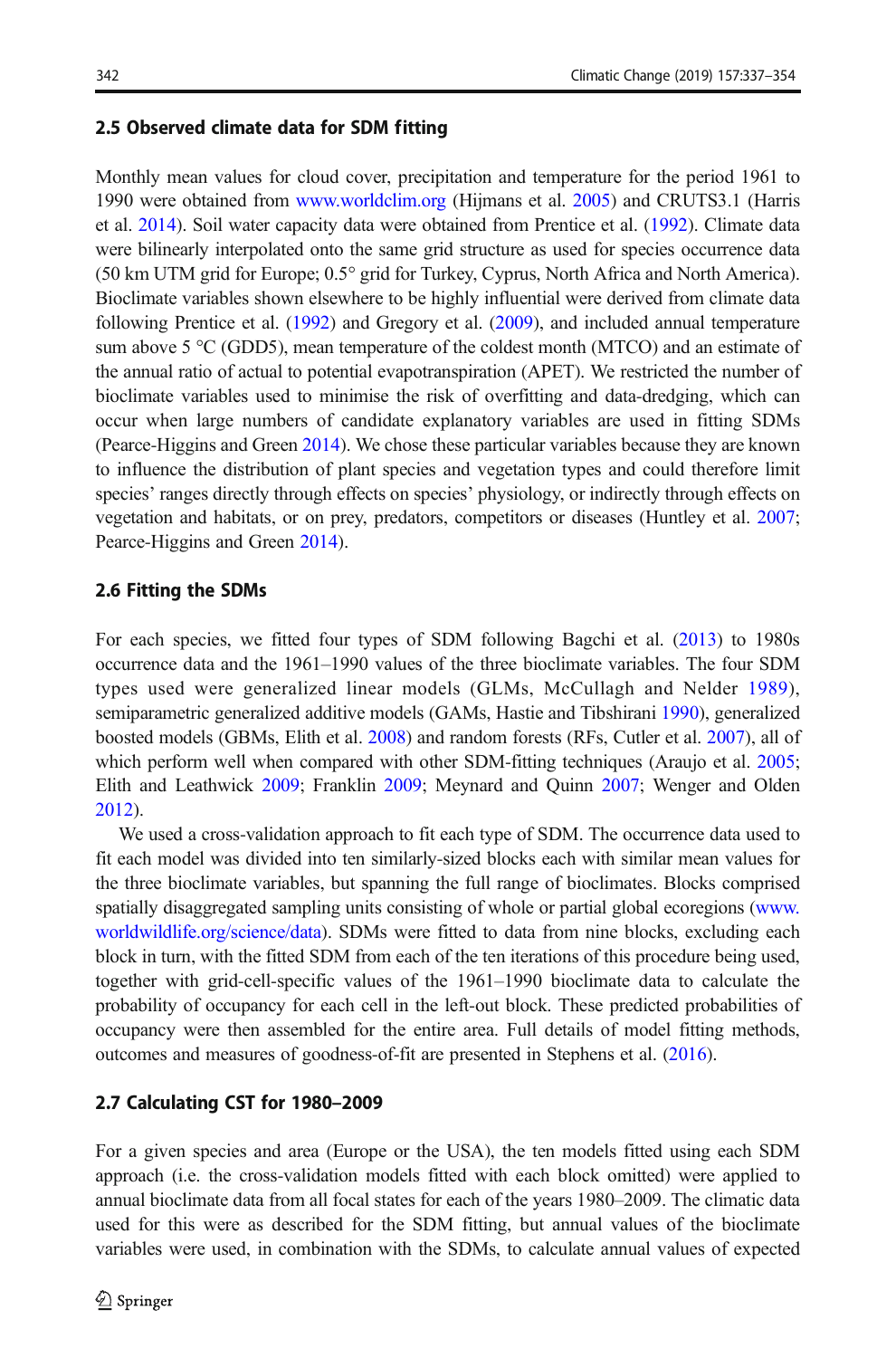### 2.5 Observed climate data for SDM fitting

Monthly mean values for cloud cover, precipitation and temperature for the period 1961 to 1990 were obtained from www.worldclim.org (Hijmans et al. 2005) and CRUTS3.1 (Harris et al. 2014). Soil water capacity data were obtained from Prentice et al. (1992). Climate data were bilinearly interpolated onto the same grid structure as used for species occurrence data (50 km UTM grid for Europe; 0.5° grid for Turkey, Cyprus, North Africa and North America). Bioclimate variables shown elsewhere to be highly influential were derived from climate data following Prentice et al. (1992) and Gregory et al. (2009), and included annual temperature sum above 5 °C (GDD5), mean temperature of the coldest month (MTCO) and an estimate of the annual ratio of actual to potential evapotranspiration (APET). We restricted the number of bioclimate variables used to minimise the risk of overfitting and data-dredging, which can occur when large numbers of candidate explanatory variables are used in fitting SDMs (Pearce-Higgins and Green 2014). We chose these particular variables because they are known to influence the distribution of plant species and vegetation types and could therefore limit species' ranges directly through effects on species' physiology, or indirectly through effects on vegetation and habitats, or on prey, predators, competitors or diseases (Huntley et al. 2007; Pearce-Higgins and Green 2014).

### 2.6 Fitting the SDMs

For each species, we fitted four types of SDM following Bagchi et al. (2013) to 1980s occurrence data and the 1961–1990 values of the three bioclimate variables. The four SDM types used were generalized linear models (GLMs, McCullagh and Nelder 1989), semiparametric generalized additive models (GAMs, Hastie and Tibshirani 1990), generalized boosted models (GBMs, Elith et al. 2008) and random forests (RFs, Cutler et al. 2007), all of which perform well when compared with other SDM-fitting techniques (Araujo et al. 2005; Elith and Leathwick 2009; Franklin 2009; Meynard and Quinn 2007; Wenger and Olden 2012).

We used a cross-validation approach to fit each type of SDM. The occurrence data used to fit each model was divided into ten similarly-sized blocks each with similar mean values for the three bioclimate variables, but spanning the full range of bioclimates. Blocks comprised spatially disaggregated sampling units consisting of whole or partial global ecoregions (www.worldwildlife.org/science/data). SDMs were fitted to data from nine blocks, excluding each block in turn, with the fitted SDM from each of the ten iterations of this procedure being used, together with grid-cell-specific values of the 1961–1990 bioclimate data to calculate the probability of occupancy for each cell in the left-out block. These predicted probabilities of occupancy were then assembled for the entire area. Full details of model fitting methods, outcomes and measures of goodness-of-fit are presented in Stephens et al. (2016).

### 2.7 Calculating CST for 1980–2009

For a given species and area (Europe or the USA), the ten models fitted using each SDM approach (i.e. the cross-validation models fitted with each block omitted) were applied to annual bioclimate data from all focal states for each of the years 1980–2009. The climatic data used for this were as described for the SDM fitting, but annual values of the bioclimate variables were used, in combination with the SDMs, to calculate annual values of expected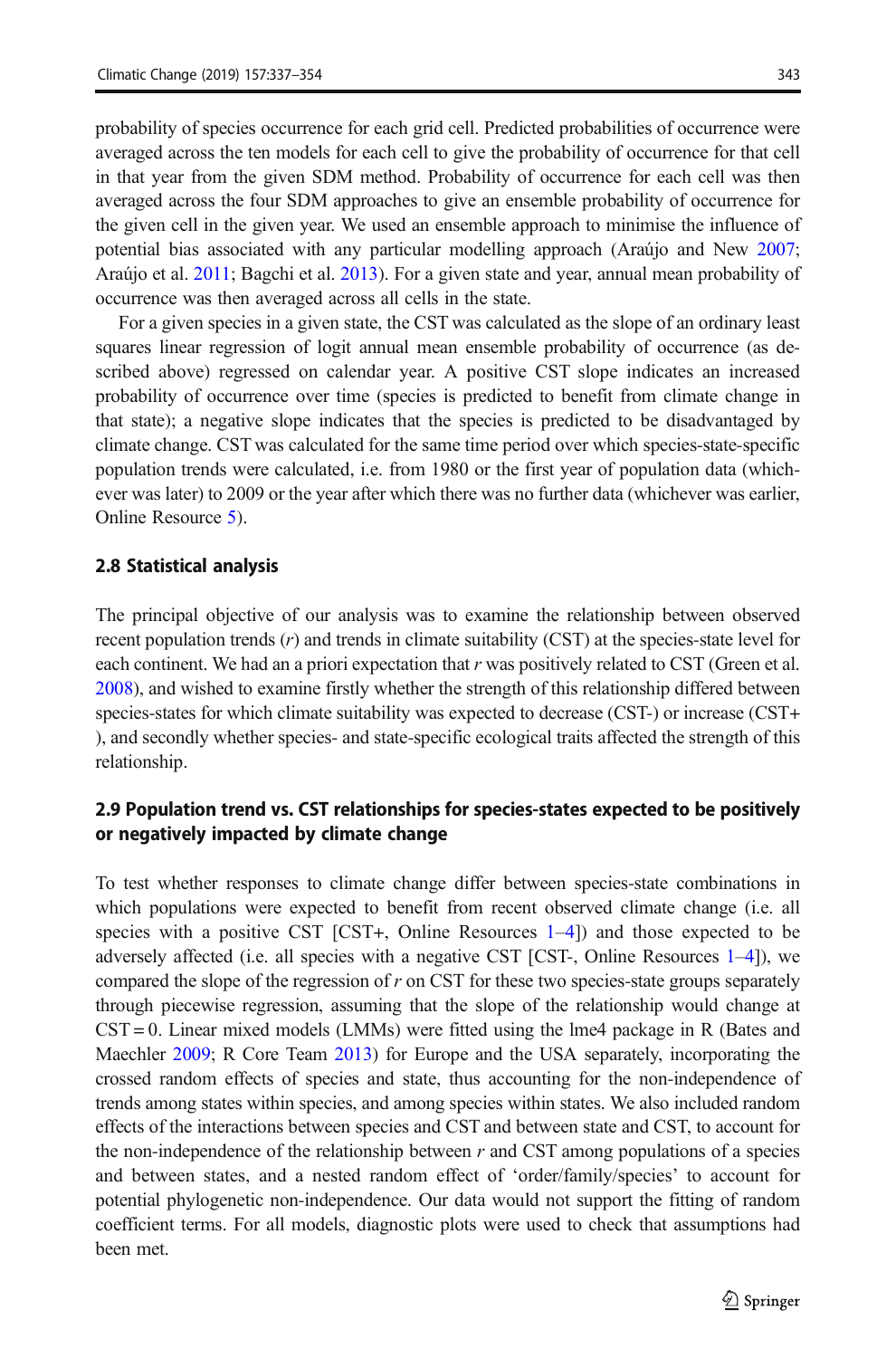probability of species occurrence for each grid cell. Predicted probabilities of occurrence were averaged across the ten models for each cell to give the probability of occurrence for that cell in that year from the given SDM method. Probability of occurrence for each cell was then averaged across the four SDM approaches to give an ensemble probability of occurrence for the given cell in the given year. We used an ensemble approach to minimise the influence of potential bias associated with any particular modelling approach (Araújo and New 2007; Araújo et al. 2011; Bagchi et al. 2013). For a given state and year, annual mean probability of occurrence was then averaged across all cells in the state.

For a given species in a given state, the CST was calculated as the slope of an ordinary least squares linear regression of logit annual mean ensemble probability of occurrence (as described above) regressed on calendar year. A positive CST slope indicates an increased probability of occurrence over time (species is predicted to benefit from climate change in that state); a negative slope indicates that the species is predicted to be disadvantaged by climate change. CST was calculated for the same time period over which species-state-specific population trends were calculated, i.e. from 1980 or the first year of population data (whichever was later) to 2009 or the year after which there was no further data (whichever was earlier, Online Resource 5).

### 2.8 Statistical analysis

The principal objective of our analysis was to examine the relationship between observed recent population trends ($r$) and trends in climate suitability (CST) at the species-state level for each continent. We had an a priori expectation that $r$ was positively related to CST (Green et al. 2008), and wished to examine firstly whether the strength of this relationship differed between species-states for which climate suitability was expected to decrease (CST-) or increase (CST+), and secondly whether species- and state-specific ecological traits affected the strength of this relationship.

### 2.9 Population trend vs. CST relationships for species-states expected to be positively or negatively impacted by climate change

To test whether responses to climate change differ between species-state combinations in which populations were expected to benefit from recent observed climate change (i.e. all species with a positive CST [CST+, Online Resources 1–4]) and those expected to be adversely affected (i.e. all species with a negative CST [CST-, Online Resources 1–4]), we compared the slope of the regression of $r$ on CST for these two species-state groups separately through piecewise regression, assuming that the slope of the relationship would change at CST = 0. Linear mixed models (LMMs) were fitted using the lme4 package in R (Bates and Maechler 2009; R Core Team 2013) for Europe and the USA separately, incorporating the crossed random effects of species and state, thus accounting for the non-independence of trends among states within species, and among species within states. We also included random effects of the interactions between species and CST and between state and CST, to account for the non-independence of the relationship between $r$ and CST among populations of a species and between states, and a nested random effect of 'order/family/species' to account for potential phylogenetic non-independence. Our data would not support the fitting of random coefficient terms. For all models, diagnostic plots were used to check that assumptions had been met.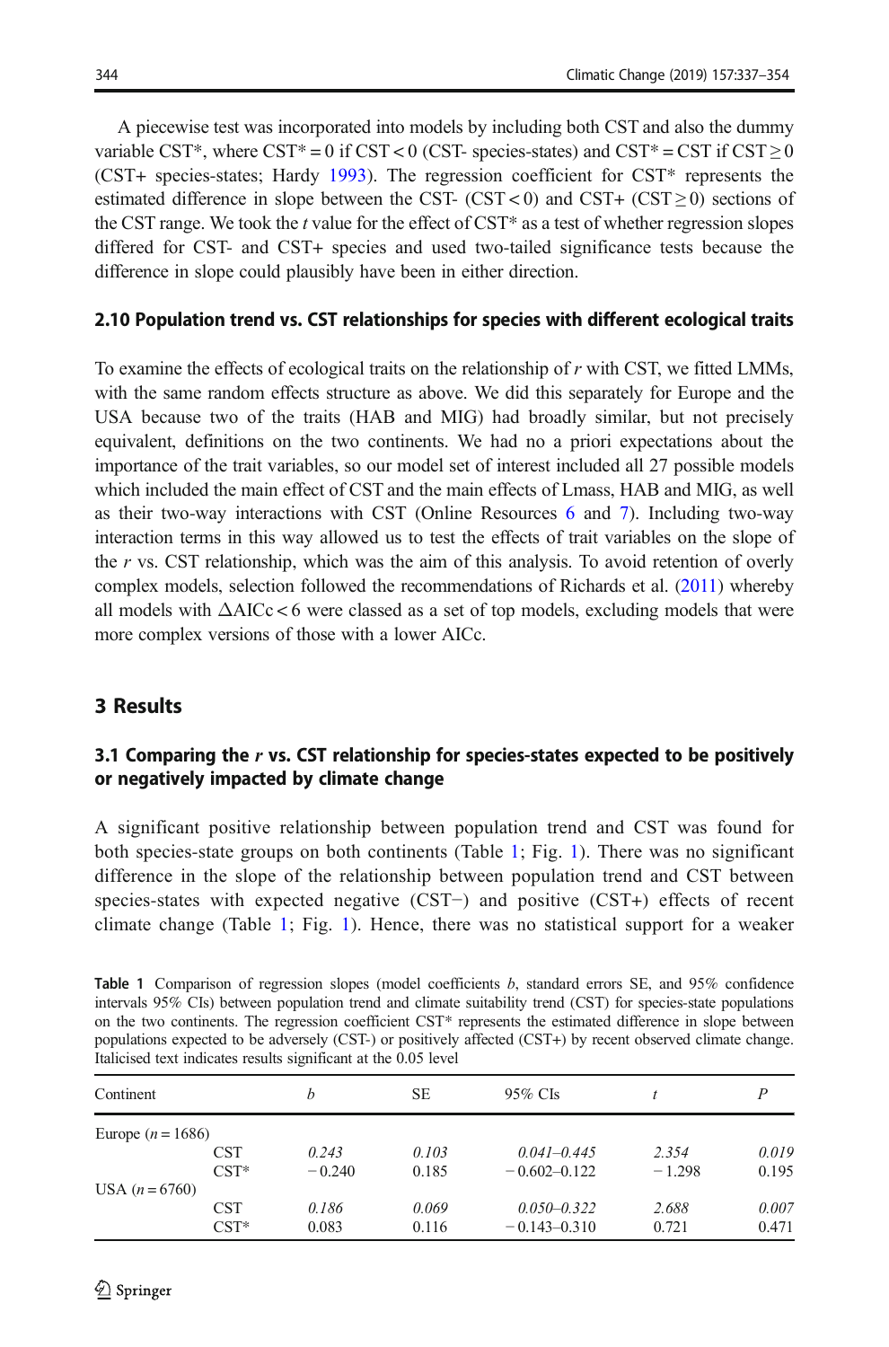A piecewise test was incorporated into models by including both CST and also the dummy variable CST*, where CST* = 0 if CST < 0 (CST- species-states) and CST* = CST if CST ≥ 0 (CST+ species-states; Hardy 1993). The regression coefficient for CST* represents the estimated difference in slope between the CST- (CST < 0) and CST+ (CST ≥ 0) sections of the CST range. We took the *t* value for the effect of CST* as a test of whether regression slopes differed for CST- and CST+ species and used two-tailed significance tests because the difference in slope could plausibly have been in either direction.

### 2.10 Population trend vs. CST relationships for species with different ecological traits

To examine the effects of ecological traits on the relationship of *r* with CST, we fitted LMMs, with the same random effects structure as above. We did this separately for Europe and the USA because two of the traits (HAB and MIG) had broadly similar, but not precisely equivalent, definitions on the two continents. We had no a priori expectations about the importance of the trait variables, so our model set of interest included all 27 possible models which included the main effect of CST and the main effects of Lmass, HAB and MIG, as well as their two-way interactions with CST (Online Resources 6 and 7). Including two-way interaction terms in this way allowed us to test the effects of trait variables on the slope of the *r* vs. CST relationship, which was the aim of this analysis. To avoid retention of overly complex models, selection followed the recommendations of Richards et al. (2011) whereby all models with ΔAICc < 6 were classed as a set of top models, excluding models that were more complex versions of those with a lower AICc.

## 3 Results

### 3.1 Comparing the *r* vs. CST relationship for species-states expected to be positively or negatively impacted by climate change

A significant positive relationship between population trend and CST was found for both species-state groups on both continents (Table 1; Fig. 1). There was no significant difference in the slope of the relationship between population trend and CST between species-states with expected negative (CST−) and positive (CST+) effects of recent climate change (Table 1; Fig. 1). Hence, there was no statistical support for a weaker

**Table 1** Comparison of regression slopes (model coefficients *b*, standard errors SE, and 95% confidence intervals 95% CIs) between population trend and climate suitability trend (CST) for species-state populations on the two continents. The regression coefficient CST* represents the estimated difference in slope between populations expected to be adversely (CST-) or positively affected (CST+) by recent observed climate change. Italicised text indicates results significant at the 0.05 level

| Continent | | *b* | SE | 95% CIs | *t* | *P* |
|---|---|---|---|---|---|---|
| Europe ($n = 1686$) | | | | | | |
| | CST | *0.243* | *0.103* | *0.041–0.445* | *2.354* | *0.019* |
| | CST* | −0.240 | 0.185 | −0.602–0.122 | −1.298 | 0.195 |
| USA ($n = 6760$) | | | | | | |
| | CST | *0.186* | *0.069* | *0.050–0.322* | *2.688* | *0.007* |
| | CST* | 0.083 | 0.116 | −0.143–0.310 | 0.721 | 0.471 |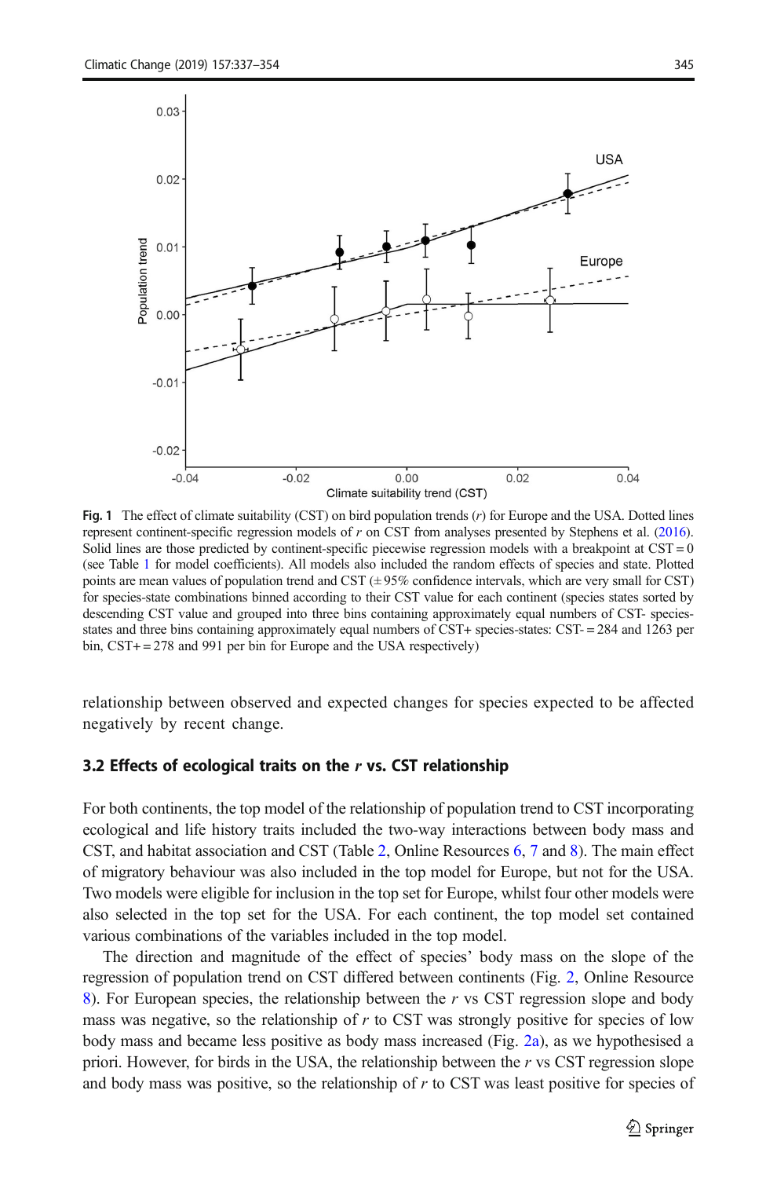**Fig. 1** The effect of climate suitability (CST) on bird population trends ($r$) for Europe and the USA. Dotted lines represent continent-specific regression models of $r$ on CST from analyses presented by Stephens et al. (2016). Solid lines are those predicted by continent-specific piecewise regression models with a breakpoint at CST = 0 (see Table 1 for model coefficients). All models also included the random effects of species and state. Plotted points are mean values of population trend and CST (± 95% confidence intervals, which are very small for CST) for species-state combinations binned according to their CST value for each continent (species states sorted by descending CST value and grouped into three bins containing approximately equal numbers of CST- species-states and three bins containing approximately equal numbers of CST+ species-states: CST- = 284 and 1263 per bin, CST+ = 278 and 991 per bin for Europe and the USA respectively)

relationship between observed and expected changes for species expected to be affected negatively by recent change.

### 3.2 Effects of ecological traits on the $r$ vs. CST relationship

For both continents, the top model of the relationship of population trend to CST incorporating ecological and life history traits included the two-way interactions between body mass and CST, and habitat association and CST (Table 2, Online Resources 6, 7 and 8). The main effect of migratory behaviour was also included in the top model for Europe, but not for the USA. Two models were eligible for inclusion in the top set for Europe, whilst four other models were also selected in the top set for the USA. For each continent, the top model set contained various combinations of the variables included in the top model.

The direction and magnitude of the effect of species' body mass on the slope of the regression of population trend on CST differed between continents (Fig. 2, Online Resource 8). For European species, the relationship between the $r$ vs CST regression slope and body mass was negative, so the relationship of $r$ to CST was strongly positive for species of low body mass and became less positive as body mass increased (Fig. 2a), as we hypothesised a priori. However, for birds in the USA, the relationship between the $r$ vs CST regression slope and body mass was positive, so the relationship of $r$ to CST was least positive for species of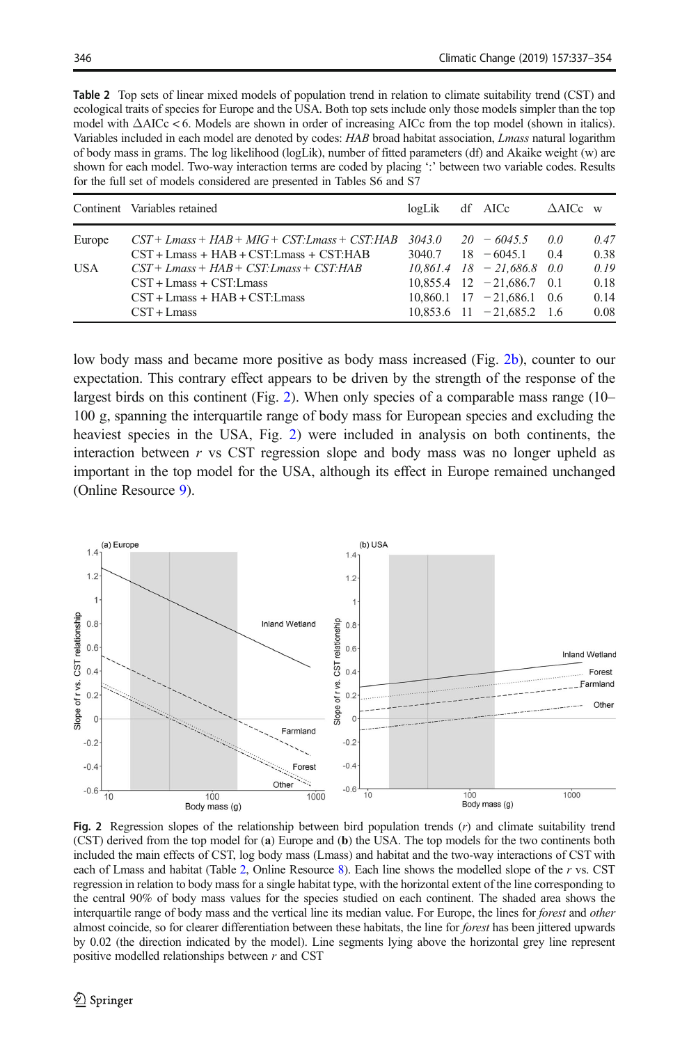**Table 2** Top sets of linear mixed models of population trend in relation to climate suitability trend (CST) and ecological traits of species for Europe and the USA. Both top sets include only those models simpler than the top model with ΔAICc < 6. Models are shown in order of increasing AICc from the top model (shown in italics). Variables included in each model are denoted by codes: *HAB* broad habitat association, *Lmass* natural logarithm of body mass in grams. The log likelihood (logLik), number of fitted parameters (df) and Akaike weight (w) are shown for each model. Two-way interaction terms are coded by placing ':' between two variable codes. Results for the full set of models considered are presented in Tables S6 and S7

| Continent | Variables retained | logLik | df | AICc | ΔAICc | w |
|---|---|---|---|---|---|---|
| Europe | *CST + Lmass + HAB + MIG + CST:Lmass + CST:HAB* | *3043.0* | *20* | *− 6045.5* | *0.0* | *0.47* |
| | CST + Lmass + HAB + CST:Lmass + CST:HAB | 3040.7 | 18 | − 6045.1 | 0.4 | 0.38 |
| USA | *CST + Lmass + HAB + CST:Lmass + CST:HAB* | *10,861.4* | *18* | *− 21,686.8* | *0.0* | *0.19* |
| | CST + Lmass + CST:Lmass | 10,855.4 | 12 | − 21,686.7 | 0.1 | 0.18 |
| | CST + Lmass + HAB + CST:Lmass | 10,860.1 | 17 | − 21,686.1 | 0.6 | 0.14 |
| | CST + Lmass | 10,853.6 | 11 | − 21,685.2 | 1.6 | 0.08 |

low body mass and became more positive as body mass increased (Fig. 2b), counter to our expectation. This contrary effect appears to be driven by the strength of the response of the largest birds on this continent (Fig. 2). When only species of a comparable mass range (10–100 g, spanning the interquartile range of body mass for European species and excluding the heaviest species in the USA, Fig. 2) were included in analysis on both continents, the interaction between $r$ vs CST regression slope and body mass was no longer upheld as important in the top model for the USA, although its effect in Europe remained unchanged (Online Resource 9).

**Fig. 2** Regression slopes of the relationship between bird population trends ($r$) and climate suitability trend (CST) derived from the top model for (**a**) Europe and (**b**) the USA. The top models for the two continents both included the main effects of CST, log body mass (Lmass) and habitat and the two-way interactions of CST with each of Lmass and habitat (Table 2, Online Resource 8). Each line shows the modelled slope of the $r$ vs. CST regression in relation to body mass for a single habitat type, with the horizontal extent of the line corresponding to the central 90% of body mass values for the species studied on each continent. The shaded area shows the interquartile range of body mass and the vertical line its median value. For Europe, the lines for *forest* and *other* almost coincide, so for clearer differentiation between these habitats, the line for *forest* has been jittered upwards by 0.02 (the direction indicated by the model). Line segments lying above the horizontal grey line represent positive modelled relationships between $r$ and CST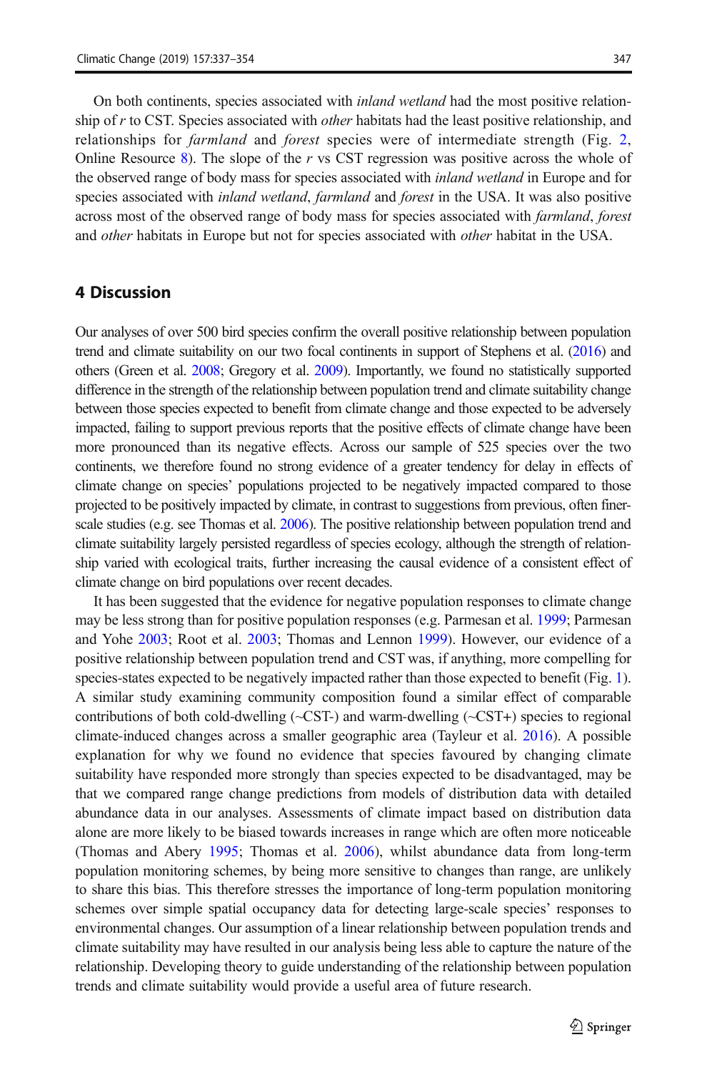On both continents, species associated with *inland wetland* had the most positive relationship of $r$ to CST. Species associated with *other* habitats had the least positive relationship, and relationships for *farmland* and *forest* species were of intermediate strength (Fig. 2, Online Resource 8). The slope of the $r$ vs CST regression was positive across the whole of the observed range of body mass for species associated with *inland wetland* in Europe and for species associated with *inland wetland*, *farmland* and *forest* in the USA. It was also positive across most of the observed range of body mass for species associated with *farmland*, *forest* and *other* habitats in Europe but not for species associated with *other* habitat in the USA.

## 4 Discussion

Our analyses of over 500 bird species confirm the overall positive relationship between population trend and climate suitability on our two focal continents in support of Stephens et al. (2016) and others (Green et al. 2008; Gregory et al. 2009). Importantly, we found no statistically supported difference in the strength of the relationship between population trend and climate suitability change between those species expected to benefit from climate change and those expected to be adversely impacted, failing to support previous reports that the positive effects of climate change have been more pronounced than its negative effects. Across our sample of 525 species over the two continents, we therefore found no strong evidence of a greater tendency for delay in effects of climate change on species' populations projected to be negatively impacted compared to those projected to be positively impacted by climate, in contrast to suggestions from previous, often finer-scale studies (e.g. see Thomas et al. 2006). The positive relationship between population trend and climate suitability largely persisted regardless of species ecology, although the strength of relationship varied with ecological traits, further increasing the causal evidence of a consistent effect of climate change on bird populations over recent decades.

It has been suggested that the evidence for negative population responses to climate change may be less strong than for positive population responses (e.g. Parmesan et al. 1999; Parmesan and Yohe 2003; Root et al. 2003; Thomas and Lennon 1999). However, our evidence of a positive relationship between population trend and CST was, if anything, more compelling for species-states expected to be negatively impacted rather than those expected to benefit (Fig. 1). A similar study examining community composition found a similar effect of comparable contributions of both cold-dwelling (~CST-) and warm-dwelling (~CST+) species to regional climate-induced changes across a smaller geographic area (Tayleur et al. 2016). A possible explanation for why we found no evidence that species favoured by changing climate suitability have responded more strongly than species expected to be disadvantaged, may be that we compared range change predictions from models of distribution data with detailed abundance data in our analyses. Assessments of climate impact based on distribution data alone are more likely to be biased towards increases in range which are often more noticeable (Thomas and Abery 1995; Thomas et al. 2006), whilst abundance data from long-term population monitoring schemes, by being more sensitive to changes than range, are unlikely to share this bias. This therefore stresses the importance of long-term population monitoring schemes over simple spatial occupancy data for detecting large-scale species' responses to environmental changes. Our assumption of a linear relationship between population trends and climate suitability may have resulted in our analysis being less able to capture the nature of the relationship. Developing theory to guide understanding of the relationship between population trends and climate suitability would provide a useful area of future research.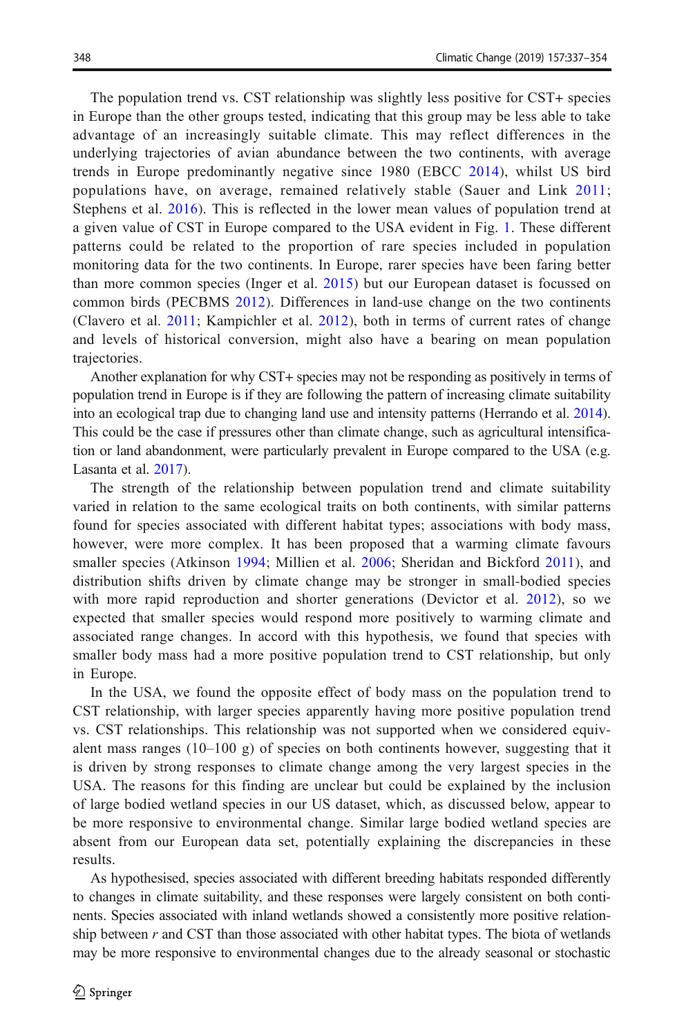The population trend vs. CST relationship was slightly less positive for CST+ species in Europe than the other groups tested, indicating that this group may be less able to take advantage of an increasingly suitable climate. This may reflect differences in the underlying trajectories of avian abundance between the two continents, with average trends in Europe predominantly negative since 1980 (EBCC 2014), whilst US bird populations have, on average, remained relatively stable (Sauer and Link 2011; Stephens et al. 2016). This is reflected in the lower mean values of population trend at a given value of CST in Europe compared to the USA evident in Fig. 1. These different patterns could be related to the proportion of rare species included in population monitoring data for the two continents. In Europe, rarer species have been faring better than more common species (Inger et al. 2015) but our European dataset is focussed on common birds (PECBMS 2012). Differences in land-use change on the two continents (Clavero et al. 2011; Kampichler et al. 2012), both in terms of current rates of change and levels of historical conversion, might also have a bearing on mean population trajectories.

Another explanation for why CST+ species may not be responding as positively in terms of population trend in Europe is if they are following the pattern of increasing climate suitability into an ecological trap due to changing land use and intensity patterns (Herrando et al. 2014). This could be the case if pressures other than climate change, such as agricultural intensification or land abandonment, were particularly prevalent in Europe compared to the USA (e.g. Lasanta et al. 2017).

The strength of the relationship between population trend and climate suitability varied in relation to the same ecological traits on both continents, with similar patterns found for species associated with different habitat types; associations with body mass, however, were more complex. It has been proposed that a warming climate favours smaller species (Atkinson 1994; Millien et al. 2006; Sheridan and Bickford 2011), and distribution shifts driven by climate change may be stronger in small-bodied species with more rapid reproduction and shorter generations (Devictor et al. 2012), so we expected that smaller species would respond more positively to warming climate and associated range changes. In accord with this hypothesis, we found that species with smaller body mass had a more positive population trend to CST relationship, but only in Europe.

In the USA, we found the opposite effect of body mass on the population trend to CST relationship, with larger species apparently having more positive population trend vs. CST relationships. This relationship was not supported when we considered equivalent mass ranges (10–100 g) of species on both continents however, suggesting that it is driven by strong responses to climate change among the very largest species in the USA. The reasons for this finding are unclear but could be explained by the inclusion of large bodied wetland species in our US dataset, which, as discussed below, appear to be more responsive to environmental change. Similar large bodied wetland species are absent from our European data set, potentially explaining the discrepancies in these results.

As hypothesised, species associated with different breeding habitats responded differently to changes in climate suitability, and these responses were largely consistent on both continents. Species associated with inland wetlands showed a consistently more positive relationship between $r$ and CST than those associated with other habitat types. The biota of wetlands may be more responsive to environmental changes due to the already seasonal or stochastic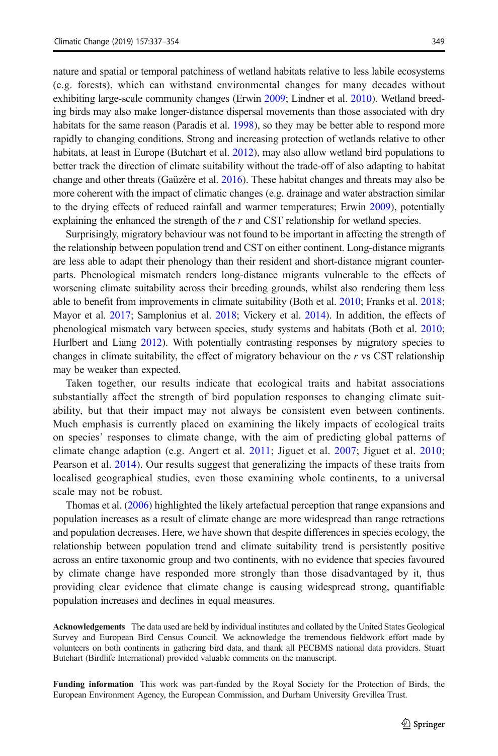nature and spatial or temporal patchiness of wetland habitats relative to less labile ecosystems (e.g. forests), which can withstand environmental changes for many decades without exhibiting large-scale community changes (Erwin 2009; Lindner et al. 2010). Wetland breeding birds may also make longer-distance dispersal movements than those associated with dry habitats for the same reason (Paradis et al. 1998), so they may be better able to respond more rapidly to changing conditions. Strong and increasing protection of wetlands relative to other habitats, at least in Europe (Butchart et al. 2012), may also allow wetland bird populations to better track the direction of climate suitability without the trade-off of also adapting to habitat change and other threats (Gaüzère et al. 2016). These habitat changes and threats may also be more coherent with the impact of climatic changes (e.g. drainage and water abstraction similar to the drying effects of reduced rainfall and warmer temperatures; Erwin 2009), potentially explaining the enhanced the strength of the $r$ and CST relationship for wetland species.

Surprisingly, migratory behaviour was not found to be important in affecting the strength of the relationship between population trend and CST on either continent. Long-distance migrants are less able to adapt their phenology than their resident and short-distance migrant counterparts. Phenological mismatch renders long-distance migrants vulnerable to the effects of worsening climate suitability across their breeding grounds, whilst also rendering them less able to benefit from improvements in climate suitability (Both et al. 2010; Franks et al. 2018; Mayor et al. 2017; Samplonius et al. 2018; Vickery et al. 2014). In addition, the effects of phenological mismatch vary between species, study systems and habitats (Both et al. 2010; Hurlbert and Liang 2012). With potentially contrasting responses by migratory species to changes in climate suitability, the effect of migratory behaviour on the $r$ vs CST relationship may be weaker than expected.

Taken together, our results indicate that ecological traits and habitat associations substantially affect the strength of bird population responses to changing climate suitability, but that their impact may not always be consistent even between continents. Much emphasis is currently placed on examining the likely impacts of ecological traits on species' responses to climate change, with the aim of predicting global patterns of climate change adaption (e.g. Angert et al. 2011; Jiguet et al. 2007; Jiguet et al. 2010; Pearson et al. 2014). Our results suggest that generalizing the impacts of these traits from localised geographical studies, even those examining whole continents, to a universal scale may not be robust.

Thomas et al. (2006) highlighted the likely artefactual perception that range expansions and population increases as a result of climate change are more widespread than range retractions and population decreases. Here, we have shown that despite differences in species ecology, the relationship between population trend and climate suitability trend is persistently positive across an entire taxonomic group and two continents, with no evidence that species favoured by climate change have responded more strongly than those disadvantaged by it, thus providing clear evidence that climate change is causing widespread strong, quantifiable population increases and declines in equal measures.

**Acknowledgements** The data used are held by individual institutes and collated by the United States Geological Survey and European Bird Census Council. We acknowledge the tremendous fieldwork effort made by volunteers on both continents in gathering bird data, and thank all PECBMS national data providers. Stuart Butchart (Birdlife International) provided valuable comments on the manuscript.

**Funding information** This work was part-funded by the Royal Society for the Protection of Birds, the European Environment Agency, the European Commission, and Durham University Grevillea Trust.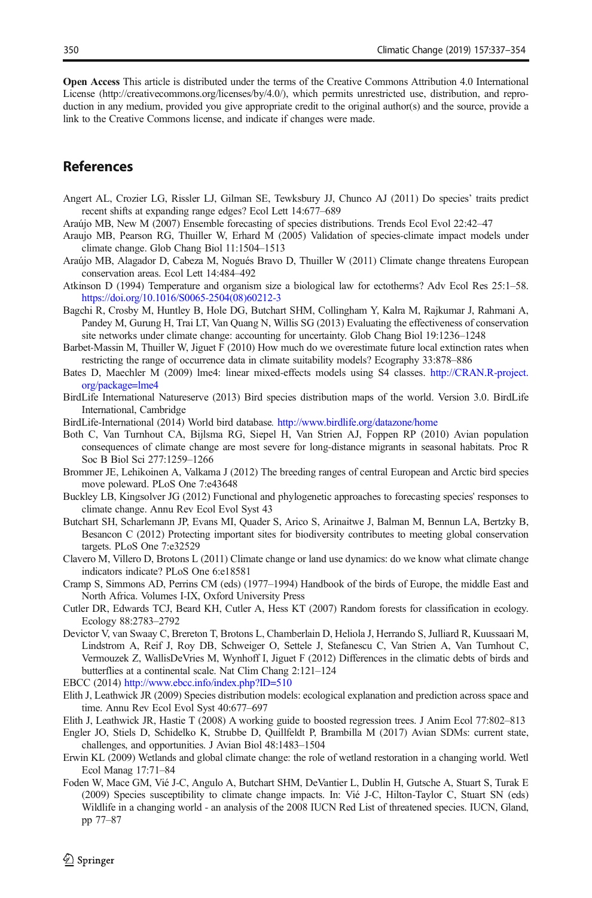**Open Access** This article is distributed under the terms of the Creative Commons Attribution 4.0 International License (http://creativecommons.org/licenses/by/4.0/), which permits unrestricted use, distribution, and reproduction in any medium, provided you give appropriate credit to the original author(s) and the source, provide a link to the Creative Commons license, and indicate if changes were made.

## References

Angert AL, Crozier LG, Rissler LJ, Gilman SE, Tewksbury JJ, Chunco AJ (2011) Do species' traits predict recent shifts at expanding range edges? Ecol Lett 14:677–689

Araújo MB, New M (2007) Ensemble forecasting of species distributions. Trends Ecol Evol 22:42–47

Araujo MB, Pearson RG, Thuiller W, Erhard M (2005) Validation of species-climate impact models under climate change. Glob Chang Biol 11:1504–1513

Araújo MB, Alagador D, Cabeza M, Nogués Bravo D, Thuiller W (2011) Climate change threatens European conservation areas. Ecol Lett 14:484–492

Atkinson D (1994) Temperature and organism size a biological law for ectotherms? Adv Ecol Res 25:1–58. https://doi.org/10.1016/S0065-2504(08)60212-3

Bagchi R, Crosby M, Huntley B, Hole DG, Butchart SHM, Collingham Y, Kalra M, Rajkumar J, Rahmani A, Pandey M, Gurung H, Trai LT, Van Quang N, Willis SG (2013) Evaluating the effectiveness of conservation site networks under climate change: accounting for uncertainty. Glob Chang Biol 19:1236–1248

Barbet-Massin M, Thuiller W, Jiguet F (2010) How much do we overestimate future local extinction rates when restricting the range of occurrence data in climate suitability models? Ecography 33:878–886

Bates D, Maechler M (2009) lme4: linear mixed-effects models using S4 classes. http://CRAN.R-project.org/package=lme4

BirdLife International Natureserve (2013) Bird species distribution maps of the world. Version 3.0. BirdLife International, Cambridge

BirdLife-International (2014) World bird database. http://www.birdlife.org/datazone/home

Both C, Van Turnhout CA, Bijlsma RG, Siepel H, Van Strien AJ, Foppen RP (2010) Avian population consequences of climate change are most severe for long-distance migrants in seasonal habitats. Proc R Soc B Biol Sci 277:1259–1266

Brommer JE, Lehikoinen A, Valkama J (2012) The breeding ranges of central European and Arctic bird species move poleward. PLoS One 7:e43648

Buckley LB, Kingsolver JG (2012) Functional and phylogenetic approaches to forecasting species' responses to climate change. Annu Rev Ecol Evol Syst 43

Butchart SH, Scharlemann JP, Evans MI, Quader S, Arico S, Arinaitwe J, Balman M, Bennun LA, Bertzky B, Besancon C (2012) Protecting important sites for biodiversity contributes to meeting global conservation targets. PLoS One 7:e32529

Clavero M, Villero D, Brotons L (2011) Climate change or land use dynamics: do we know what climate change indicators indicate? PLoS One 6:e18581

Cramp S, Simmons AD, Perrins CM (eds) (1977–1994) Handbook of the birds of Europe, the middle East and North Africa. Volumes I-IX, Oxford University Press

Cutler DR, Edwards TCJ, Beard KH, Cutler A, Hess KT (2007) Random forests for classification in ecology. Ecology 88:2783–2792

Devictor V, van Swaay C, Brereton T, Brotons L, Chamberlain D, Heliola J, Herrando S, Julliard R, Kuussaari M, Lindstrom A, Reif J, Roy DB, Schweiger O, Settele J, Stefanescu C, Van Strien A, Van Turnhout C, Vermouzek Z, WallisDeVries M, Wynhoff I, Jiguet F (2012) Differences in the climatic debts of birds and butterflies at a continental scale. Nat Clim Chang 2:121–124

EBCC (2014) http://www.ebcc.info/index.php?ID=510

Elith J, Leathwick JR (2009) Species distribution models: ecological explanation and prediction across space and time. Annu Rev Ecol Evol Syst 40:677–697

Elith J, Leathwick JR, Hastie T (2008) A working guide to boosted regression trees. J Anim Ecol 77:802–813

Engler JO, Stiels D, Schidelko K, Strubbe D, Quillfeldt P, Brambilla M (2017) Avian SDMs: current state, challenges, and opportunities. J Avian Biol 48:1483–1504

Erwin KL (2009) Wetlands and global climate change: the role of wetland restoration in a changing world. Wetl Ecol Manag 17:71–84

Foden W, Mace GM, Vié J-C, Angulo A, Butchart SHM, DeVantier L, Dublin H, Gutsche A, Stuart S, Turak E (2009) Species susceptibility to climate change impacts. In: Vié J-C, Hilton-Taylor C, Stuart SN (eds) Wildlife in a changing world - an analysis of the 2008 IUCN Red List of threatened species. IUCN, Gland, pp 77–87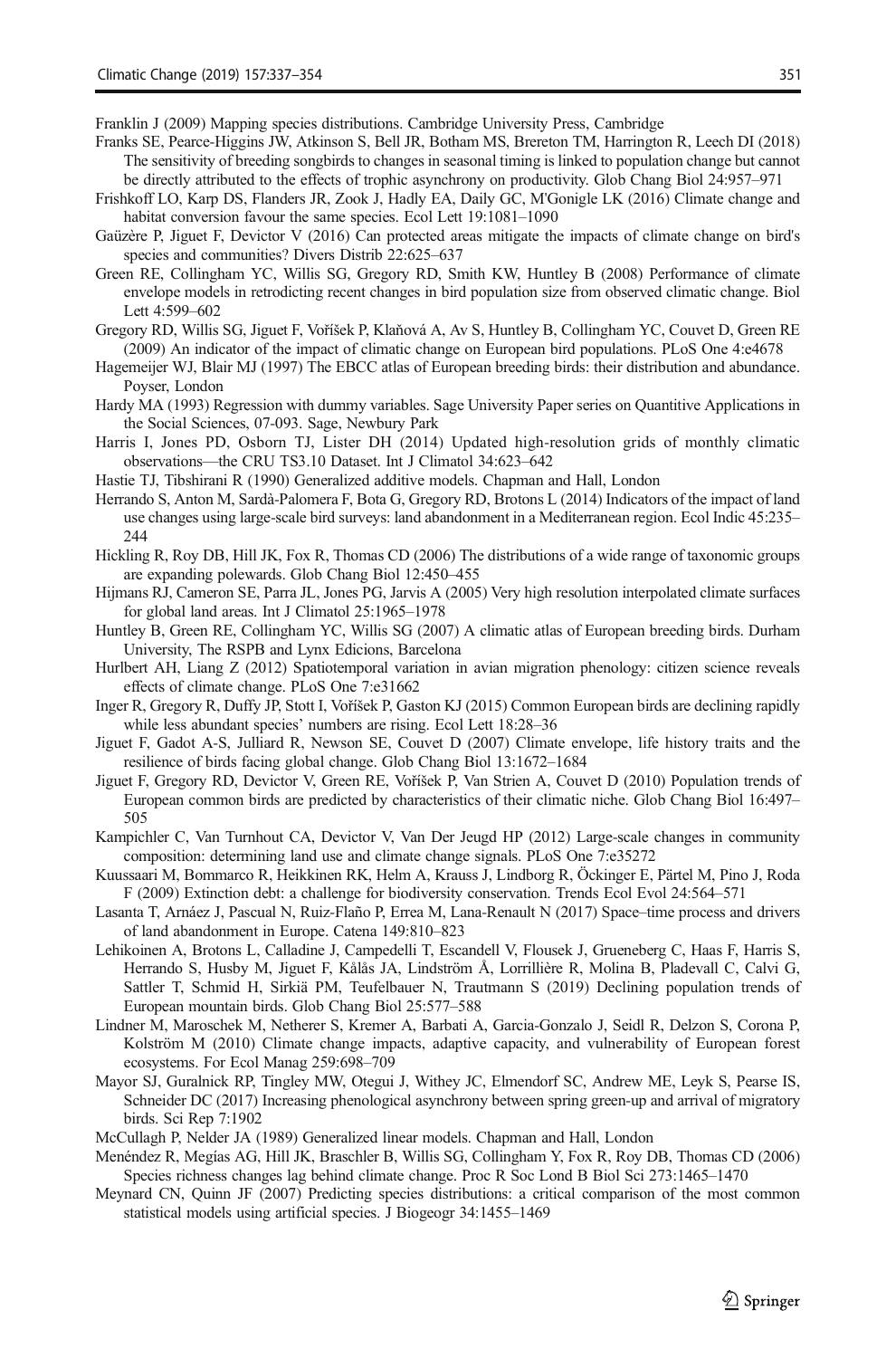Franklin J (2009) Mapping species distributions. Cambridge University Press, Cambridge

Franks SE, Pearce-Higgins JW, Atkinson S, Bell JR, Botham MS, Brereton TM, Harrington R, Leech DI (2018) The sensitivity of breeding songbirds to changes in seasonal timing is linked to population change but cannot be directly attributed to the effects of trophic asynchrony on productivity. Glob Chang Biol 24:957–971

Frishkoff LO, Karp DS, Flanders JR, Zook J, Hadly EA, Daily GC, M'Gonigle LK (2016) Climate change and habitat conversion favour the same species. Ecol Lett 19:1081–1090

Gaüzère P, Jiguet F, Devictor V (2016) Can protected areas mitigate the impacts of climate change on bird's species and communities? Divers Distrib 22:625–637

Green RE, Collingham YC, Willis SG, Gregory RD, Smith KW, Huntley B (2008) Performance of climate envelope models in retrodicting recent changes in bird population size from observed climatic change. Biol Lett 4:599–602

Gregory RD, Willis SG, Jiguet F, Voříšek P, Klaňová A, Av S, Huntley B, Collingham YC, Couvet D, Green RE (2009) An indicator of the impact of climatic change on European bird populations. PLoS One 4:e4678

Hagemeijer WJ, Blair MJ (1997) The EBCC atlas of European breeding birds: their distribution and abundance. Poyser, London

Hardy MA (1993) Regression with dummy variables. Sage University Paper series on Quantitive Applications in the Social Sciences, 07-093. Sage, Newbury Park

Harris I, Jones PD, Osborn TJ, Lister DH (2014) Updated high-resolution grids of monthly climatic observations—the CRU TS3.10 Dataset. Int J Climatol 34:623–642

Hastie TJ, Tibshirani R (1990) Generalized additive models. Chapman and Hall, London

Herrando S, Anton M, Sardà-Palomera F, Bota G, Gregory RD, Brotons L (2014) Indicators of the impact of land use changes using large-scale bird surveys: land abandonment in a Mediterranean region. Ecol Indic 45:235–244

Hickling R, Roy DB, Hill JK, Fox R, Thomas CD (2006) The distributions of a wide range of taxonomic groups are expanding polewards. Glob Chang Biol 12:450–455

Hijmans RJ, Cameron SE, Parra JL, Jones PG, Jarvis A (2005) Very high resolution interpolated climate surfaces for global land areas. Int J Climatol 25:1965–1978

Huntley B, Green RE, Collingham YC, Willis SG (2007) A climatic atlas of European breeding birds. Durham University, The RSPB and Lynx Edicions, Barcelona

Hurlbert AH, Liang Z (2012) Spatiotemporal variation in avian migration phenology: citizen science reveals effects of climate change. PLoS One 7:e31662

Inger R, Gregory R, Duffy JP, Stott I, Voříšek P, Gaston KJ (2015) Common European birds are declining rapidly while less abundant species' numbers are rising. Ecol Lett 18:28–36

Jiguet F, Gadot A-S, Julliard R, Newson SE, Couvet D (2007) Climate envelope, life history traits and the resilience of birds facing global change. Glob Chang Biol 13:1672–1684

Jiguet F, Gregory RD, Devictor V, Green RE, Voříšek P, Van Strien A, Couvet D (2010) Population trends of European common birds are predicted by characteristics of their climatic niche. Glob Chang Biol 16:497–505

Kampichler C, Van Turnhout CA, Devictor V, Van Der Jeugd HP (2012) Large-scale changes in community composition: determining land use and climate change signals. PLoS One 7:e35272

Kuussaari M, Bommarco R, Heikkinen RK, Helm A, Krauss J, Lindborg R, Öckinger E, Pärtel M, Pino J, Roda F (2009) Extinction debt: a challenge for biodiversity conservation. Trends Ecol Evol 24:564–571

Lasanta T, Arnáez J, Pascual N, Ruiz-Flaño P, Errea M, Lana-Renault N (2017) Space–time process and drivers of land abandonment in Europe. Catena 149:810–823

Lehikoinen A, Brotons L, Calladine J, Campedelli T, Escandell V, Flousek J, Grueneberg C, Haas F, Harris S, Herrando S, Husby M, Jiguet F, Kålås JA, Lindström Å, Lorrillière R, Molina B, Pladevall C, Calvi G, Sattler T, Schmid H, Sirkiä PM, Teufelbauer N, Trautmann S (2019) Declining population trends of European mountain birds. Glob Chang Biol 25:577–588

Lindner M, Maroschek M, Netherer S, Kremer A, Barbati A, Garcia-Gonzalo J, Seidl R, Delzon S, Corona P, Kolström M (2010) Climate change impacts, adaptive capacity, and vulnerability of European forest ecosystems. For Ecol Manag 259:698–709

Mayor SJ, Guralnick RP, Tingley MW, Otegui J, Withey JC, Elmendorf SC, Andrew ME, Leyk S, Pearse IS, Schneider DC (2017) Increasing phenological asynchrony between spring green-up and arrival of migratory birds. Sci Rep 7:1902

McCullagh P, Nelder JA (1989) Generalized linear models. Chapman and Hall, London

Menéndez R, Megías AG, Hill JK, Braschler B, Willis SG, Collingham Y, Fox R, Roy DB, Thomas CD (2006) Species richness changes lag behind climate change. Proc R Soc Lond B Biol Sci 273:1465–1470

Meynard CN, Quinn JF (2007) Predicting species distributions: a critical comparison of the most common statistical models using artificial species. J Biogeogr 34:1455–1469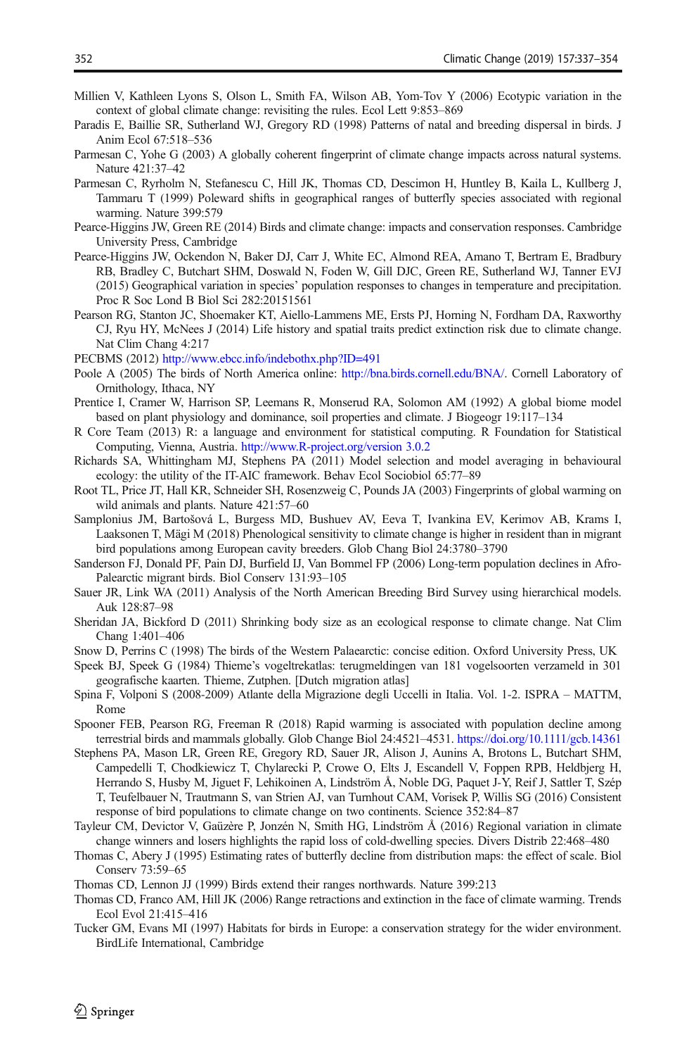Millien V, Kathleen Lyons S, Olson L, Smith FA, Wilson AB, Yom-Tov Y (2006) Ecotypic variation in the context of global climate change: revisiting the rules. Ecol Lett 9:853–869

Paradis E, Baillie SR, Sutherland WJ, Gregory RD (1998) Patterns of natal and breeding dispersal in birds. J Anim Ecol 67:518–536

Parmesan C, Yohe G (2003) A globally coherent fingerprint of climate change impacts across natural systems. Nature 421:37–42

Parmesan C, Ryrholm N, Stefanescu C, Hill JK, Thomas CD, Descimon H, Huntley B, Kaila L, Kullberg J, Tammaru T (1999) Poleward shifts in geographical ranges of butterfly species associated with regional warming. Nature 399:579

Pearce-Higgins JW, Green RE (2014) Birds and climate change: impacts and conservation responses. Cambridge University Press, Cambridge

Pearce-Higgins JW, Ockendon N, Baker DJ, Carr J, White EC, Almond REA, Amano T, Bertram E, Bradbury RB, Bradley C, Butchart SHM, Doswald N, Foden W, Gill DJC, Green RE, Sutherland WJ, Tanner EVJ (2015) Geographical variation in species' population responses to changes in temperature and precipitation. Proc R Soc Lond B Biol Sci 282:20151561

Pearson RG, Stanton JC, Shoemaker KT, Aiello-Lammens ME, Ersts PJ, Horning N, Fordham DA, Raxworthy CJ, Ryu HY, McNees J (2014) Life history and spatial traits predict extinction risk due to climate change. Nat Clim Chang 4:217

PECBMS (2012) http://www.ebcc.info/indebothx.php?ID=491

Poole A (2005) The birds of North America online: http://bna.birds.cornell.edu/BNA/. Cornell Laboratory of Ornithology, Ithaca, NY

Prentice I, Cramer W, Harrison SP, Leemans R, Monserud RA, Solomon AM (1992) A global biome model based on plant physiology and dominance, soil properties and climate. J Biogeogr 19:117–134

R Core Team (2013) R: a language and environment for statistical computing. R Foundation for Statistical Computing, Vienna, Austria. http://www.R-project.org/version 3.0.2

Richards SA, Whittingham MJ, Stephens PA (2011) Model selection and model averaging in behavioural ecology: the utility of the IT-AIC framework. Behav Ecol Sociobiol 65:77–89

Root TL, Price JT, Hall KR, Schneider SH, Rosenzweig C, Pounds JA (2003) Fingerprints of global warming on wild animals and plants. Nature 421:57–60

Samplonius JM, Bartošová L, Burgess MD, Bushuev AV, Eeva T, Ivankina EV, Kerimov AB, Krams I, Laaksonen T, Mägi M (2018) Phenological sensitivity to climate change is higher in resident than in migrant bird populations among European cavity breeders. Glob Chang Biol 24:3780–3790

Sanderson FJ, Donald PF, Pain DJ, Burfield IJ, Van Bommel FP (2006) Long-term population declines in Afro-Palearctic migrant birds. Biol Conserv 131:93–105

Sauer JR, Link WA (2011) Analysis of the North American Breeding Bird Survey using hierarchical models. Auk 128:87–98

Sheridan JA, Bickford D (2011) Shrinking body size as an ecological response to climate change. Nat Clim Chang 1:401–406

Snow D, Perrins C (1998) The birds of the Western Palaearctic: concise edition. Oxford University Press, UK

Speek BJ, Speek G (1984) Thieme's vogeltrekatlas: terugmeldingen van 181 vogelsoorten verzameld in 301 geografische kaarten. Thieme, Zutphen. [Dutch migration atlas]

Spina F, Volponi S (2008-2009) Atlante della Migrazione degli Uccelli in Italia. Vol. 1-2. ISPRA – MATTM, Rome

Spooner FEB, Pearson RG, Freeman R (2018) Rapid warming is associated with population decline among terrestrial birds and mammals globally. Glob Change Biol 24:4521–4531. https://doi.org/10.1111/gcb.14361

Stephens PA, Mason LR, Green RE, Gregory RD, Sauer JR, Alison J, Aunins A, Brotons L, Butchart SHM, Campedelli T, Chodkiewicz T, Chylarecki P, Crowe O, Elts J, Escandell V, Foppen RPB, Heldbjerg H, Herrando S, Husby M, Jiguet F, Lehikoinen A, Lindström Å, Noble DG, Paquet J-Y, Reif J, Sattler T, Szép T, Teufelbauer N, Trautmann S, van Strien AJ, van Turnhout CAM, Vorisek P, Willis SG (2016) Consistent response of bird populations to climate change on two continents. Science 352:84–87

Tayleur CM, Devictor V, Gaüzère P, Jonzén N, Smith HG, Lindström Å (2016) Regional variation in climate change winners and losers highlights the rapid loss of cold-dwelling species. Divers Distrib 22:468–480

Thomas C, Abery J (1995) Estimating rates of butterfly decline from distribution maps: the effect of scale. Biol Conserv 73:59–65

Thomas CD, Lennon JJ (1999) Birds extend their ranges northwards. Nature 399:213

Thomas CD, Franco AM, Hill JK (2006) Range retractions and extinction in the face of climate warming. Trends Ecol Evol 21:415–416

Tucker GM, Evans MI (1997) Habitats for birds in Europe: a conservation strategy for the wider environment. BirdLife International, Cambridge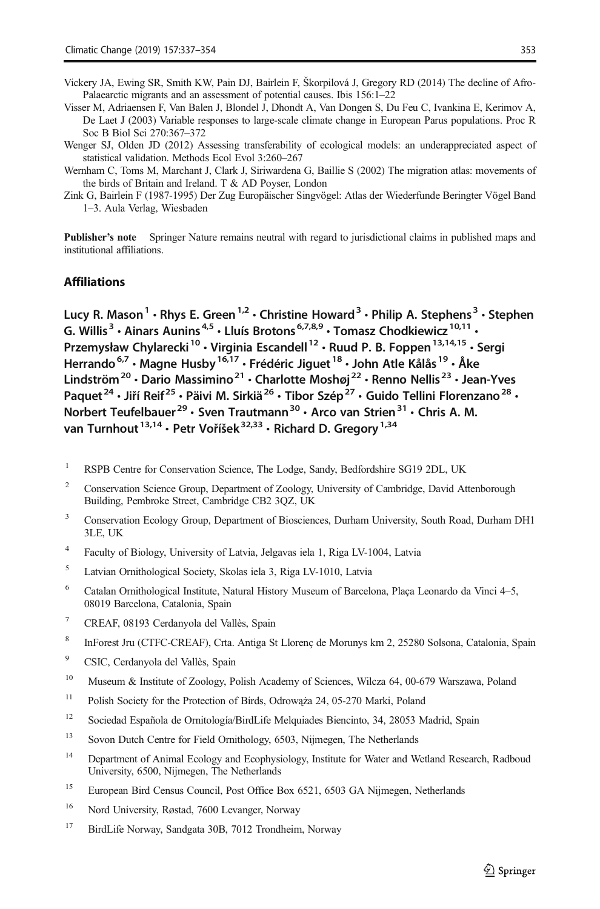Vickery JA, Ewing SR, Smith KW, Pain DJ, Bairlein F, Škorpilová J, Gregory RD (2014) The decline of Afro-Palaearctic migrants and an assessment of potential causes. Ibis 156:1–22

Visser M, Adriaensen F, Van Balen J, Blondel J, Dhondt A, Van Dongen S, Du Feu C, Ivankina E, Kerimov A, De Laet J (2003) Variable responses to large-scale climate change in European Parus populations. Proc R Soc B Biol Sci 270:367–372

Wenger SJ, Olden JD (2012) Assessing transferability of ecological models: an underappreciated aspect of statistical validation. Methods Ecol Evol 3:260–267

Wernham C, Toms M, Marchant J, Clark J, Siriwardena G, Baillie S (2002) The migration atlas: movements of the birds of Britain and Ireland. T & AD Poyser, London

Zink G, Bairlein F (1987-1995) Der Zug Europäischer Singvögel: Atlas der Wiederfunde Beringter Vögel Band 1–3. Aula Verlag, Wiesbaden

**Publisher's note** Springer Nature remains neutral with regard to jurisdictional claims in published maps and institutional affiliations.

## Affiliations

**Lucy R. Mason[1] · Rhys E. Green[1,2] · Christine Howard[3] · Philip A. Stephens[3] · Stephen G. Willis[3] · Ainars Aunins[4,5] · Lluís Brotons[6,7,8,9] · Tomasz Chodkiewicz[10,11] · Przemysław Chylarecki[10] · Virginia Escandell[12] · Ruud P. B. Foppen[13,14,15] · Sergi Herrando[6,7] · Magne Husby[16,17] · Frédéric Jiguet[18] · John Atle Kålås[19] · Åke Lindström[20] · Dario Massimino[21] · Charlotte Moshøj[22] · Renno Nellis[23] · Jean-Yves Paquet[24] · Jiří Reif[25] · Päivi M. Sirkiä[26] · Tibor Szép[27] · Guido Tellini Florenzano[28] · Norbert Teufelbauer[29] · Sven Trautmann[30] · Arco van Strien[31] · Chris A. M. van Turnhout[13,14] · Petr Voříšek[32,33] · Richard D. Gregory[1,34]**

1. RSPB Centre for Conservation Science, The Lodge, Sandy, Bedfordshire SG19 2DL, UK
2. Conservation Science Group, Department of Zoology, University of Cambridge, David Attenborough Building, Pembroke Street, Cambridge CB2 3QZ, UK
3. Conservation Ecology Group, Department of Biosciences, Durham University, South Road, Durham DH1 3LE, UK
4. Faculty of Biology, University of Latvia, Jelgavas iela 1, Riga LV-1004, Latvia
5. Latvian Ornithological Society, Skolas iela 3, Riga LV-1010, Latvia
6. Catalan Ornithological Institute, Natural History Museum of Barcelona, Plaça Leonardo da Vinci 4–5, 08019 Barcelona, Catalonia, Spain
7. CREAF, 08193 Cerdanyola del Vallès, Spain
8. InForest Jru (CTFC-CREAF), Crta. Antiga St Llorenç de Morunys km 2, 25280 Solsona, Catalonia, Spain
9. CSIC, Cerdanyola del Vallès, Spain
10. Museum & Institute of Zoology, Polish Academy of Sciences, Wilcza 64, 00-679 Warszawa, Poland
11. Polish Society for the Protection of Birds, Odrowąża 24, 05-270 Marki, Poland
12. Sociedad Española de Ornitología/BirdLife Melquiades Biencinto, 34, 28053 Madrid, Spain
13. Sovon Dutch Centre for Field Ornithology, 6503, Nijmegen, The Netherlands
14. Department of Animal Ecology and Ecophysiology, Institute for Water and Wetland Research, Radboud University, 6500, Nijmegen, The Netherlands
15. European Bird Census Council, Post Office Box 6521, 6503 GA Nijmegen, Netherlands
16. Nord University, Røstad, 7600 Levanger, Norway
17. BirdLife Norway, Sandgata 30B, 7012 Trondheim, Norway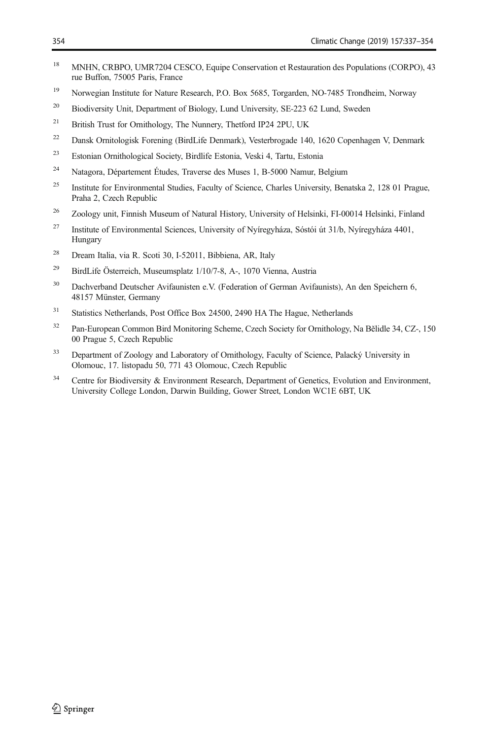[18] MNHN, CRBPO, UMR7204 CESCO, Equipe Conservation et Restauration des Populations (CORPO), 43 rue Buffon, 75005 Paris, France

[19] Norwegian Institute for Nature Research, P.O. Box 5685, Torgarden, NO-7485 Trondheim, Norway

[20] Biodiversity Unit, Department of Biology, Lund University, SE-223 62 Lund, Sweden

[21] British Trust for Ornithology, The Nunnery, Thetford IP24 2PU, UK

[22] Dansk Ornitologisk Forening (BirdLife Denmark), Vesterbrogade 140, 1620 Copenhagen V, Denmark

[23] Estonian Ornithological Society, Birdlife Estonia, Veski 4, Tartu, Estonia

[24] Natagora, Département Études, Traverse des Muses 1, B-5000 Namur, Belgium

[25] Institute for Environmental Studies, Faculty of Science, Charles University, Benatska 2, 128 01 Prague, Praha 2, Czech Republic

[26] Zoology unit, Finnish Museum of Natural History, University of Helsinki, FI-00014 Helsinki, Finland

[27] Institute of Environmental Sciences, University of Nyíregyháza, Sóstói út 31/b, Nyíregyháza 4401, Hungary

[28] Dream Italia, via R. Scoti 30, I-52011, Bibbiena, AR, Italy

[29] BirdLife Österreich, Museumsplatz 1/10/7-8, A-, 1070 Vienna, Austria

[30] Dachverband Deutscher Avifaunisten e.V. (Federation of German Avifaunists), An den Speichern 6, 48157 Münster, Germany

[31] Statistics Netherlands, Post Office Box 24500, 2490 HA The Hague, Netherlands

[32] Pan-European Common Bird Monitoring Scheme, Czech Society for Ornithology, Na Bělidle 34, CZ-, 150 00 Prague 5, Czech Republic

[33] Department of Zoology and Laboratory of Ornithology, Faculty of Science, Palacký University in Olomouc, 17. listopadu 50, 771 43 Olomouc, Czech Republic

[34] Centre for Biodiversity & Environment Research, Department of Genetics, Evolution and Environment, University College London, Darwin Building, Gower Street, London WC1E 6BT, UK